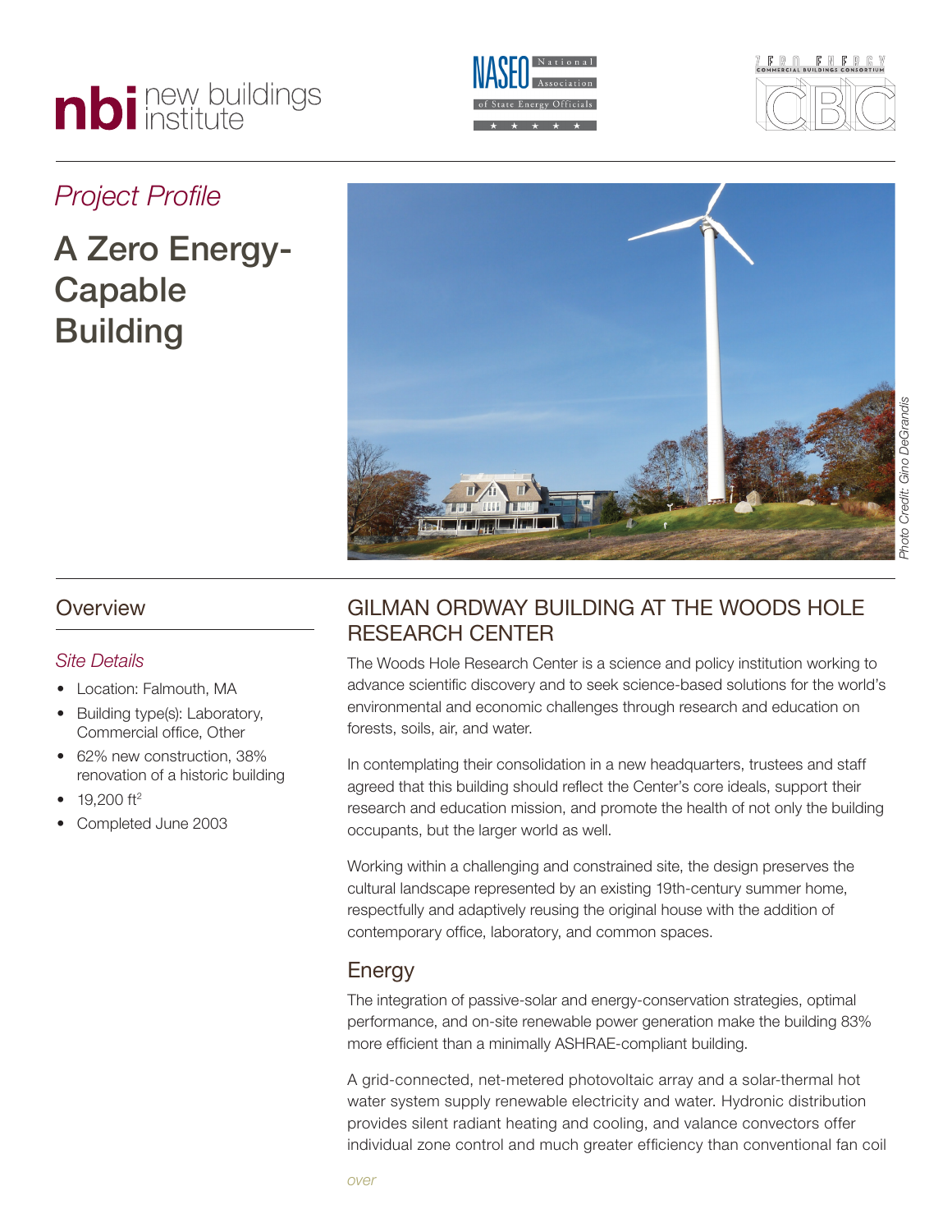*Project Profile*

# A Zero Energy-Capable Building

Photo Credit: Gino DeGrandis

## Overview

### *Site Details*

- Location: Falmouth, MA
- Building type(s): Laboratory, Commercial office, Other
- 62% new construction, 38% renovation of a historic building
- 19,200 ft$^2$
- Completed June 2003

## GILMAN ORDWAY BUILDING AT THE WOODS HOLE RESEARCH CENTER

The Woods Hole Research Center is a science and policy institution working to advance scientific discovery and to seek science-based solutions for the world's environmental and economic challenges through research and education on forests, soils, air, and water.

In contemplating their consolidation in a new headquarters, trustees and staff agreed that this building should reflect the Center's core ideals, support their research and education mission, and promote the health of not only the building occupants, but the larger world as well.

Working within a challenging and constrained site, the design preserves the cultural landscape represented by an existing 19th-century summer home, respectfully and adaptively reusing the original house with the addition of contemporary office, laboratory, and common spaces.

### Energy

The integration of passive-solar and energy-conservation strategies, optimal performance, and on-site renewable power generation make the building 83% more efficient than a minimally ASHRAE-compliant building.

A grid-connected, net-metered photovoltaic array and a solar-thermal hot water system supply renewable electricity and water. Hydronic distribution provides silent radiant heating and cooling, and valance convectors offer individual zone control and much greater efficiency than conventional fan coil

*over*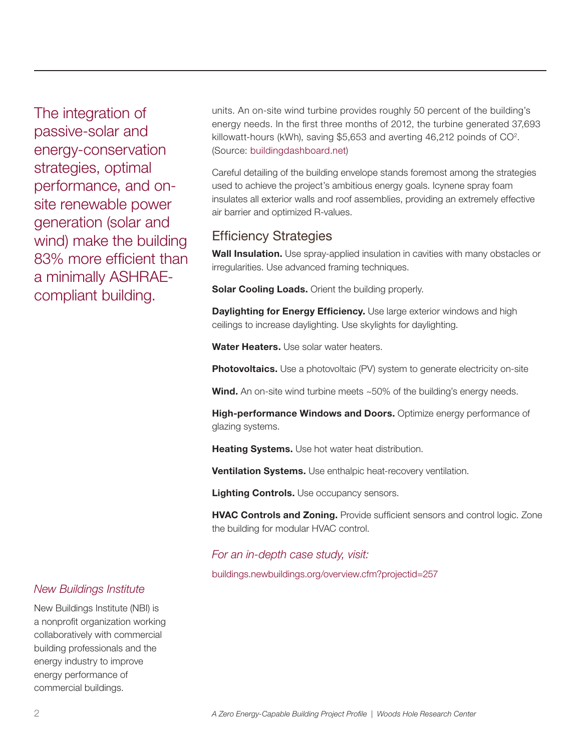The integration of passive-solar and energy-conservation strategies, optimal performance, and on-site renewable power generation (solar and wind) make the building 83% more efficient than a minimally ASHRAE-compliant building.

units. An on-site wind turbine provides roughly 50 percent of the building's energy needs. In the first three months of 2012, the turbine generated 37,693 killowatt-hours (kWh), saving $5,653 and averting 46,212 poinds of $CO^2$. (Source: buildingdashboard.net)

Careful detailing of the building envelope stands foremost among the strategies used to achieve the project's ambitious energy goals. Icynene spray foam insulates all exterior walls and roof assemblies, providing an extremely effective air barrier and optimized R-values.

## Efficiency Strategies

**Wall Insulation.** Use spray-applied insulation in cavities with many obstacles or irregularities. Use advanced framing techniques.

**Solar Cooling Loads.** Orient the building properly.

**Daylighting for Energy Efficiency.** Use large exterior windows and high ceilings to increase daylighting. Use skylights for daylighting.

**Water Heaters.** Use solar water heaters.

**Photovoltaics.** Use a photovoltaic (PV) system to generate electricity on-site

**Wind.** An on-site wind turbine meets ~50% of the building's energy needs.

**High-performance Windows and Doors.** Optimize energy performance of glazing systems.

**Heating Systems.** Use hot water heat distribution.

**Ventilation Systems.** Use enthalpic heat-recovery ventilation.

**Lighting Controls.** Use occupancy sensors.

**HVAC Controls and Zoning.** Provide sufficient sensors and control logic. Zone the building for modular HVAC control.

*For an in-depth case study, visit:*

buildings.newbuildings.org/overview.cfm?projectid=257

*New Buildings Institute*

New Buildings Institute (NBI) is a nonprofit organization working collaboratively with commercial building professionals and the energy industry to improve energy performance of commercial buildings.